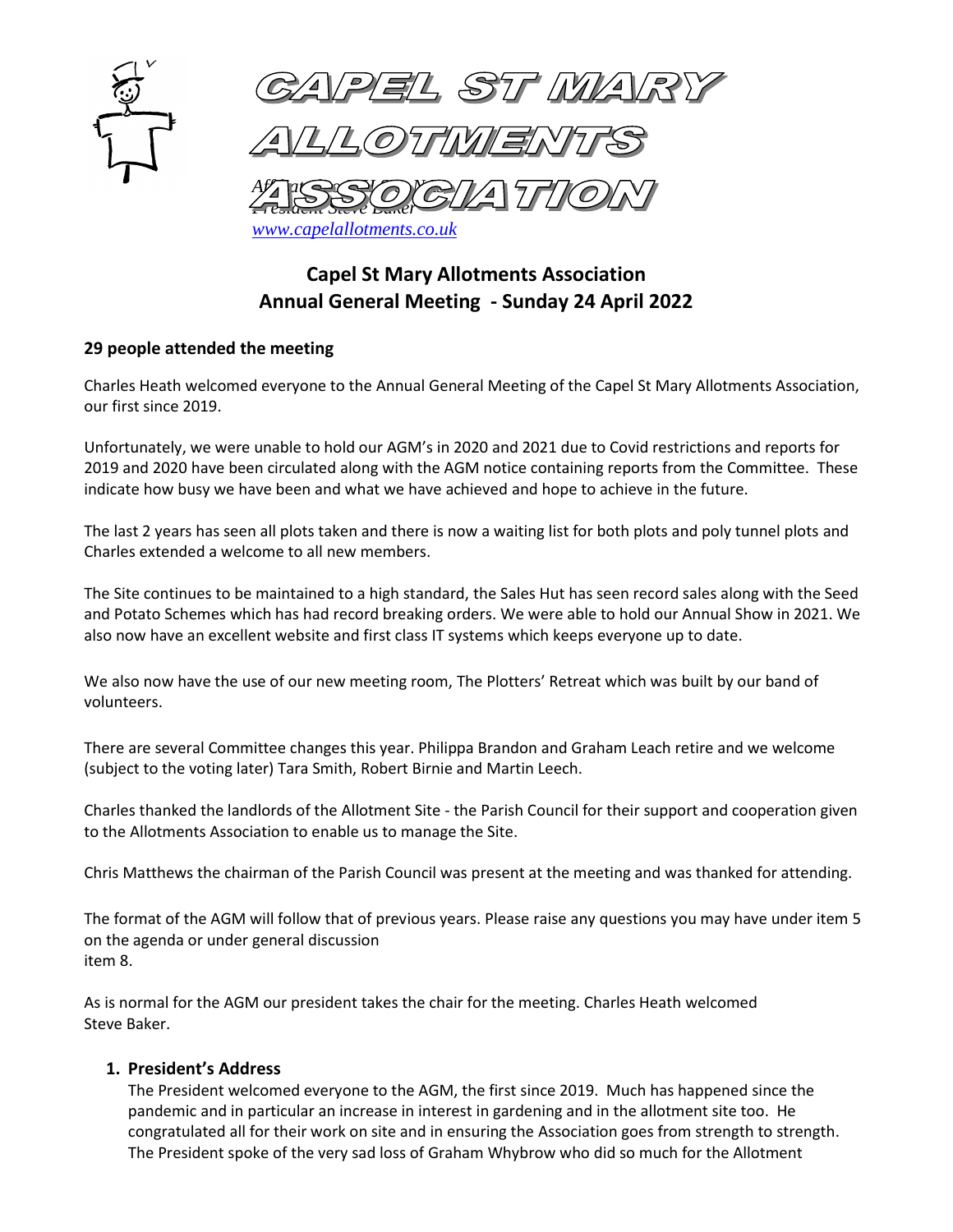# CAPEL ST MARY ALLOTMENTS ASSOCIATION

*Affiliated to NSALG*
*President Steve Baker*
*www.capelallotments.co.uk*

## Capel St Mary Allotments Association
## Annual General Meeting - Sunday 24 April 2022

**29 people attended the meeting**

Charles Heath welcomed everyone to the Annual General Meeting of the Capel St Mary Allotments Association, our first since 2019.

Unfortunately, we were unable to hold our AGM's in 2020 and 2021 due to Covid restrictions and reports for 2019 and 2020 have been circulated along with the AGM notice containing reports from the Committee. These indicate how busy we have been and what we have achieved and hope to achieve in the future.

The last 2 years has seen all plots taken and there is now a waiting list for both plots and poly tunnel plots and Charles extended a welcome to all new members.

The Site continues to be maintained to a high standard, the Sales Hut has seen record sales along with the Seed and Potato Schemes which has had record breaking orders. We were able to hold our Annual Show in 2021. We also now have an excellent website and first class IT systems which keeps everyone up to date.

We also now have the use of our new meeting room, The Plotters' Retreat which was built by our band of volunteers.

There are several Committee changes this year. Philippa Brandon and Graham Leach retire and we welcome (subject to the voting later) Tara Smith, Robert Birnie and Martin Leech.

Charles thanked the landlords of the Allotment Site - the Parish Council for their support and cooperation given to the Allotments Association to enable us to manage the Site.

Chris Matthews the chairman of the Parish Council was present at the meeting and was thanked for attending.

The format of the AGM will follow that of previous years. Please raise any questions you may have under item 5 on the agenda or under general discussion item 8.

As is normal for the AGM our president takes the chair for the meeting. Charles Heath welcomed Steve Baker.

1. **President's Address**

   The President welcomed everyone to the AGM, the first since 2019. Much has happened since the pandemic and in particular an increase in interest in gardening and in the allotment site too. He congratulated all for their work on site and in ensuring the Association goes from strength to strength. The President spoke of the very sad loss of Graham Whybrow who did so much for the Allotment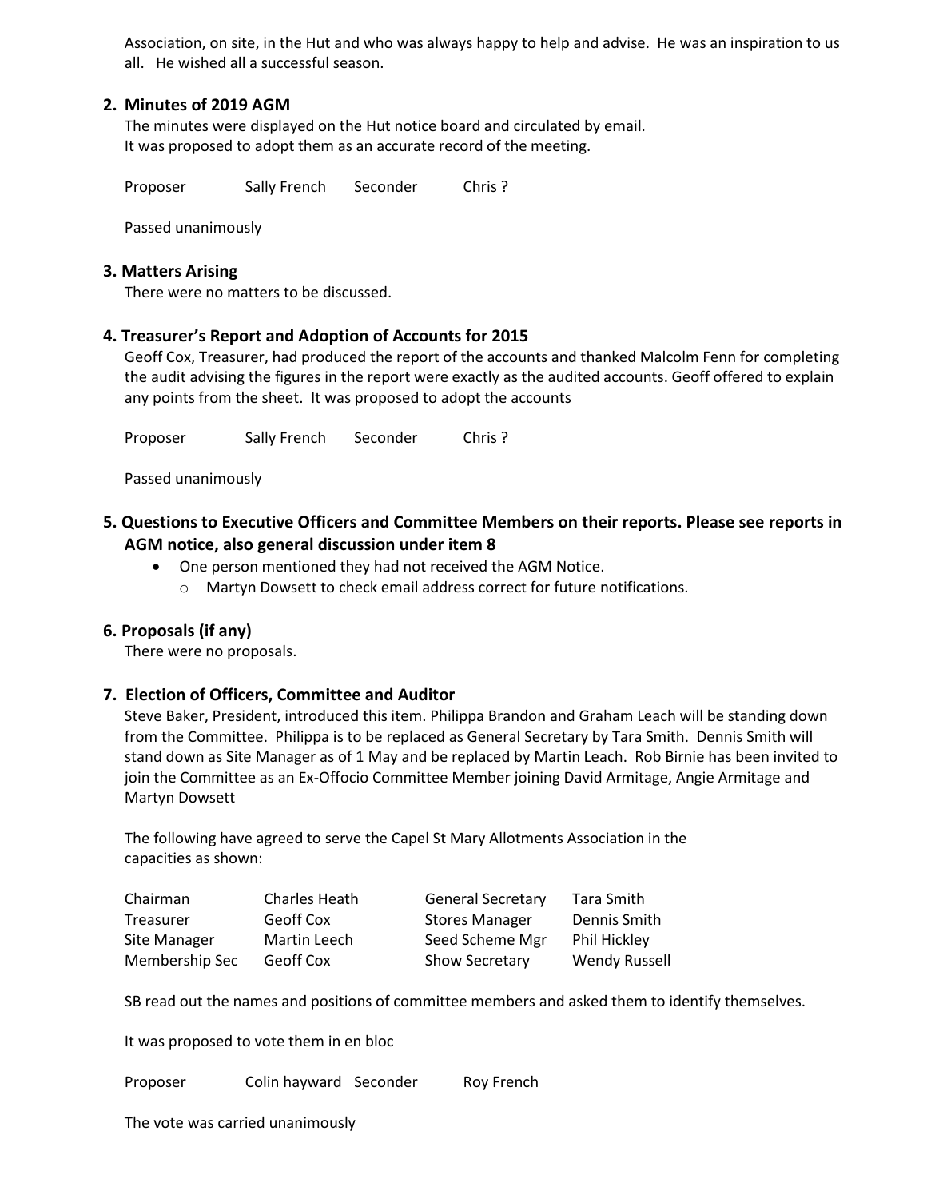Association, on site, in the Hut and who was always happy to help and advise. He was an inspiration to us all. He wished all a successful season.

## 2. Minutes of 2019 AGM

The minutes were displayed on the Hut notice board and circulated by email.
It was proposed to adopt them as an accurate record of the meeting.

Proposer Sally French Seconder Chris ?

Passed unanimously

## 3. Matters Arising

There were no matters to be discussed.

## 4. Treasurer's Report and Adoption of Accounts for 2015

Geoff Cox, Treasurer, had produced the report of the accounts and thanked Malcolm Fenn for completing the audit advising the figures in the report were exactly as the audited accounts. Geoff offered to explain any points from the sheet. It was proposed to adopt the accounts

Proposer Sally French Seconder Chris ?

Passed unanimously

## 5. Questions to Executive Officers and Committee Members on their reports. Please see reports in AGM notice, also general discussion under item 8

- One person mentioned they had not received the AGM Notice.
  - Martyn Dowsett to check email address correct for future notifications.

## 6. Proposals (if any)

There were no proposals.

## 7. Election of Officers, Committee and Auditor

Steve Baker, President, introduced this item. Philippa Brandon and Graham Leach will be standing down from the Committee. Philippa is to be replaced as General Secretary by Tara Smith. Dennis Smith will stand down as Site Manager as of 1 May and be replaced by Martin Leach. Rob Birnie has been invited to join the Committee as an Ex-Offocio Committee Member joining David Armitage, Angie Armitage and Martyn Dowsett

The following have agreed to serve the Capel St Mary Allotments Association in the capacities as shown:

| | | | |
|---|---|---|---|
| Chairman | Charles Heath | General Secretary | Tara Smith |
| Treasurer | Geoff Cox | Stores Manager | Dennis Smith |
| Site Manager | Martin Leech | Seed Scheme Mgr | Phil Hickley |
| Membership Sec | Geoff Cox | Show Secretary | Wendy Russell |

SB read out the names and positions of committee members and asked them to identify themselves.

It was proposed to vote them in en bloc

Proposer Colin hayward Seconder Roy French

The vote was carried unanimously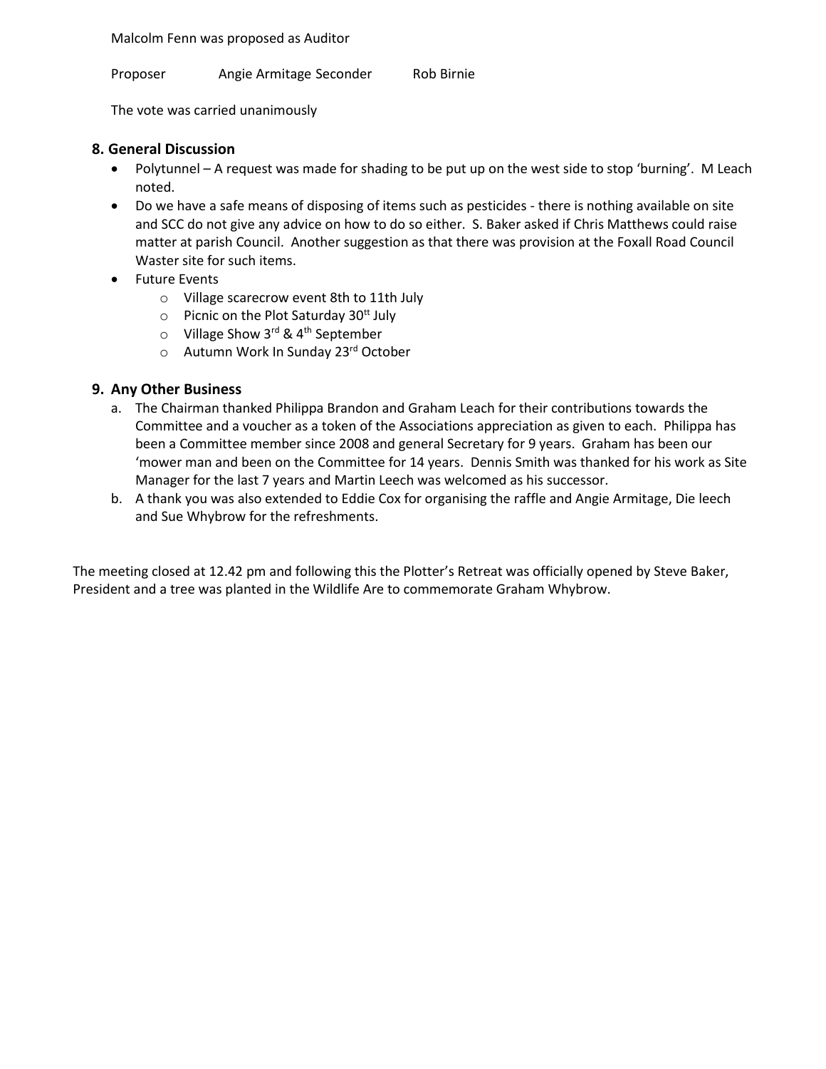Malcolm Fenn was proposed as Auditor

Proposer Angie Armitage Seconder Rob Birnie

The vote was carried unanimously

## 8. General Discussion

- Polytunnel – A request was made for shading to be put up on the west side to stop 'burning'. M Leach noted.
- Do we have a safe means of disposing of items such as pesticides - there is nothing available on site and SCC do not give any advice on how to do so either. S. Baker asked if Chris Matthews could raise matter at parish Council. Another suggestion as that there was provision at the Foxall Road Council Waster site for such items.
- Future Events
  - Village scarecrow event 8th to 11th July
  - Picnic on the Plot Saturday 30tt July
  - Village Show 3rd & 4th September
  - Autumn Work In Sunday 23rd October

## 9. Any Other Business

a. The Chairman thanked Philippa Brandon and Graham Leach for their contributions towards the Committee and a voucher as a token of the Associations appreciation as given to each. Philippa has been a Committee member since 2008 and general Secretary for 9 years. Graham has been our 'mower man and been on the Committee for 14 years. Dennis Smith was thanked for his work as Site Manager for the last 7 years and Martin Leech was welcomed as his successor.

b. A thank you was also extended to Eddie Cox for organising the raffle and Angie Armitage, Die leech and Sue Whybrow for the refreshments.

The meeting closed at 12.42 pm and following this the Plotter's Retreat was officially opened by Steve Baker, President and a tree was planted in the Wildlife Are to commemorate Graham Whybrow.